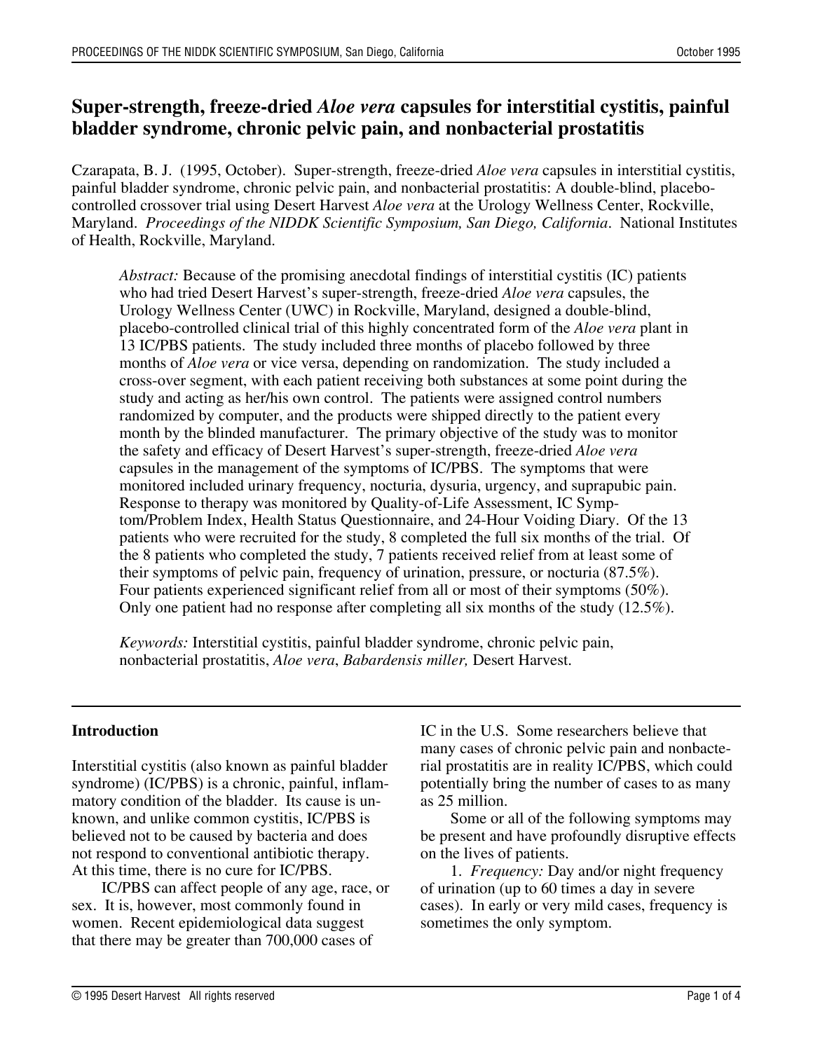# Super-strength, freeze-dried *Aloe vera* capsules for interstitial cystitis, painful bladder syndrome, chronic pelvic pain, and nonbacterial prostatitis

Czarapata, B. J. (1995, October). Super-strength, freeze-dried *Aloe vera* capsules in interstitial cystitis, painful bladder syndrome, chronic pelvic pain, and nonbacterial prostatitis: A double-blind, placebo-controlled crossover trial using Desert Harvest *Aloe vera* at the Urology Wellness Center, Rockville, Maryland. *Proceedings of the NIDDK Scientific Symposium, San Diego, California*. National Institutes of Health, Rockville, Maryland.

> *Abstract:* Because of the promising anecdotal findings of interstitial cystitis (IC) patients who had tried Desert Harvest's super-strength, freeze-dried *Aloe vera* capsules, the Urology Wellness Center (UWC) in Rockville, Maryland, designed a double-blind, placebo-controlled clinical trial of this highly concentrated form of the *Aloe vera* plant in 13 IC/PBS patients. The study included three months of placebo followed by three months of *Aloe vera* or vice versa, depending on randomization. The study included a cross-over segment, with each patient receiving both substances at some point during the study and acting as her/his own control. The patients were assigned control numbers randomized by computer, and the products were shipped directly to the patient every month by the blinded manufacturer. The primary objective of the study was to monitor the safety and efficacy of Desert Harvest's super-strength, freeze-dried *Aloe vera* capsules in the management of the symptoms of IC/PBS. The symptoms that were monitored included urinary frequency, nocturia, dysuria, urgency, and suprapubic pain. Response to therapy was monitored by Quality-of-Life Assessment, IC Symptom/Problem Index, Health Status Questionnaire, and 24-Hour Voiding Diary. Of the 13 patients who were recruited for the study, 8 completed the full six months of the trial. Of the 8 patients who completed the study, 7 patients received relief from at least some of their symptoms of pelvic pain, frequency of urination, pressure, or nocturia (87.5%). Four patients experienced significant relief from all or most of their symptoms (50%). Only one patient had no response after completing all six months of the study (12.5%).
>
> *Keywords:* Interstitial cystitis, painful bladder syndrome, chronic pelvic pain, nonbacterial prostatitis, *Aloe vera*, *Babardensis miller,* Desert Harvest.

## Introduction

Interstitial cystitis (also known as painful bladder syndrome) (IC/PBS) is a chronic, painful, inflammatory condition of the bladder. Its cause is unknown, and unlike common cystitis, IC/PBS is believed not to be caused by bacteria and does not respond to conventional antibiotic therapy. At this time, there is no cure for IC/PBS.

IC/PBS can affect people of any age, race, or sex. It is, however, most commonly found in women. Recent epidemiological data suggest that there may be greater than 700,000 cases of IC in the U.S. Some researchers believe that many cases of chronic pelvic pain and nonbacterial prostatitis are in reality IC/PBS, which could potentially bring the number of cases to as many as 25 million.

Some or all of the following symptoms may be present and have profoundly disruptive effects on the lives of patients.

1. *Frequency:* Day and/or night frequency of urination (up to 60 times a day in severe cases). In early or very mild cases, frequency is sometimes the only symptom.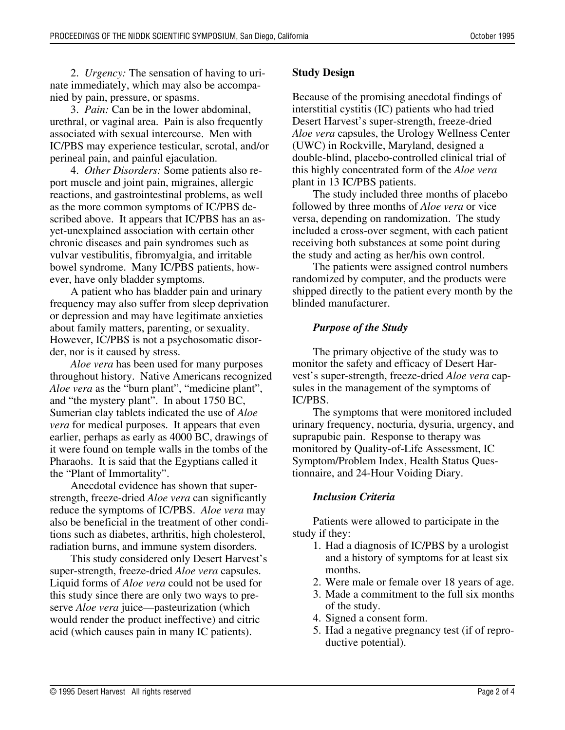2. *Urgency:* The sensation of having to urinate immediately, which may also be accompanied by pain, pressure, or spasms.

3. *Pain:* Can be in the lower abdominal, urethral, or vaginal area. Pain is also frequently associated with sexual intercourse. Men with IC/PBS may experience testicular, scrotal, and/or perineal pain, and painful ejaculation.

4. *Other Disorders:* Some patients also report muscle and joint pain, migraines, allergic reactions, and gastrointestinal problems, as well as the more common symptoms of IC/PBS described above. It appears that IC/PBS has an as-yet-unexplained association with certain other chronic diseases and pain syndromes such as vulvar vestibulitis, fibromyalgia, and irritable bowel syndrome. Many IC/PBS patients, however, have only bladder symptoms.

A patient who has bladder pain and urinary frequency may also suffer from sleep deprivation or depression and may have legitimate anxieties about family matters, parenting, or sexuality. However, IC/PBS is not a psychosomatic disorder, nor is it caused by stress.

*Aloe vera* has been used for many purposes throughout history. Native Americans recognized *Aloe vera* as the "burn plant", "medicine plant", and "the mystery plant". In about 1750 BC, Sumerian clay tablets indicated the use of *Aloe vera* for medical purposes. It appears that even earlier, perhaps as early as 4000 BC, drawings of it were found on temple walls in the tombs of the Pharaohs. It is said that the Egyptians called it the "Plant of Immortality".

Anecdotal evidence has shown that super-strength, freeze-dried *Aloe vera* can significantly reduce the symptoms of IC/PBS. *Aloe vera* may also be beneficial in the treatment of other conditions such as diabetes, arthritis, high cholesterol, radiation burns, and immune system disorders.

This study considered only Desert Harvest's super-strength, freeze-dried *Aloe vera* capsules. Liquid forms of *Aloe vera* could not be used for this study since there are only two ways to preserve *Aloe vera* juice—pasteurization (which would render the product ineffective) and citric acid (which causes pain in many IC patients).

## Study Design

Because of the promising anecdotal findings of interstitial cystitis (IC) patients who had tried Desert Harvest's super-strength, freeze-dried *Aloe vera* capsules, the Urology Wellness Center (UWC) in Rockville, Maryland, designed a double-blind, placebo-controlled clinical trial of this highly concentrated form of the *Aloe vera* plant in 13 IC/PBS patients.

The study included three months of placebo followed by three months of *Aloe vera* or vice versa, depending on randomization. The study included a cross-over segment, with each patient receiving both substances at some point during the study and acting as her/his own control.

The patients were assigned control numbers randomized by computer, and the products were shipped directly to the patient every month by the blinded manufacturer.

### *Purpose of the Study*

The primary objective of the study was to monitor the safety and efficacy of Desert Harvest's super-strength, freeze-dried *Aloe vera* capsules in the management of the symptoms of IC/PBS.

The symptoms that were monitored included urinary frequency, nocturia, dysuria, urgency, and suprapubic pain. Response to therapy was monitored by Quality-of-Life Assessment, IC Symptom/Problem Index, Health Status Questionnaire, and 24-Hour Voiding Diary.

### *Inclusion Criteria*

Patients were allowed to participate in the study if they:

1. Had a diagnosis of IC/PBS by a urologist and a history of symptoms for at least six months.
2. Were male or female over 18 years of age.
3. Made a commitment to the full six months of the study.
4. Signed a consent form.
5. Had a negative pregnancy test (if of reproductive potential).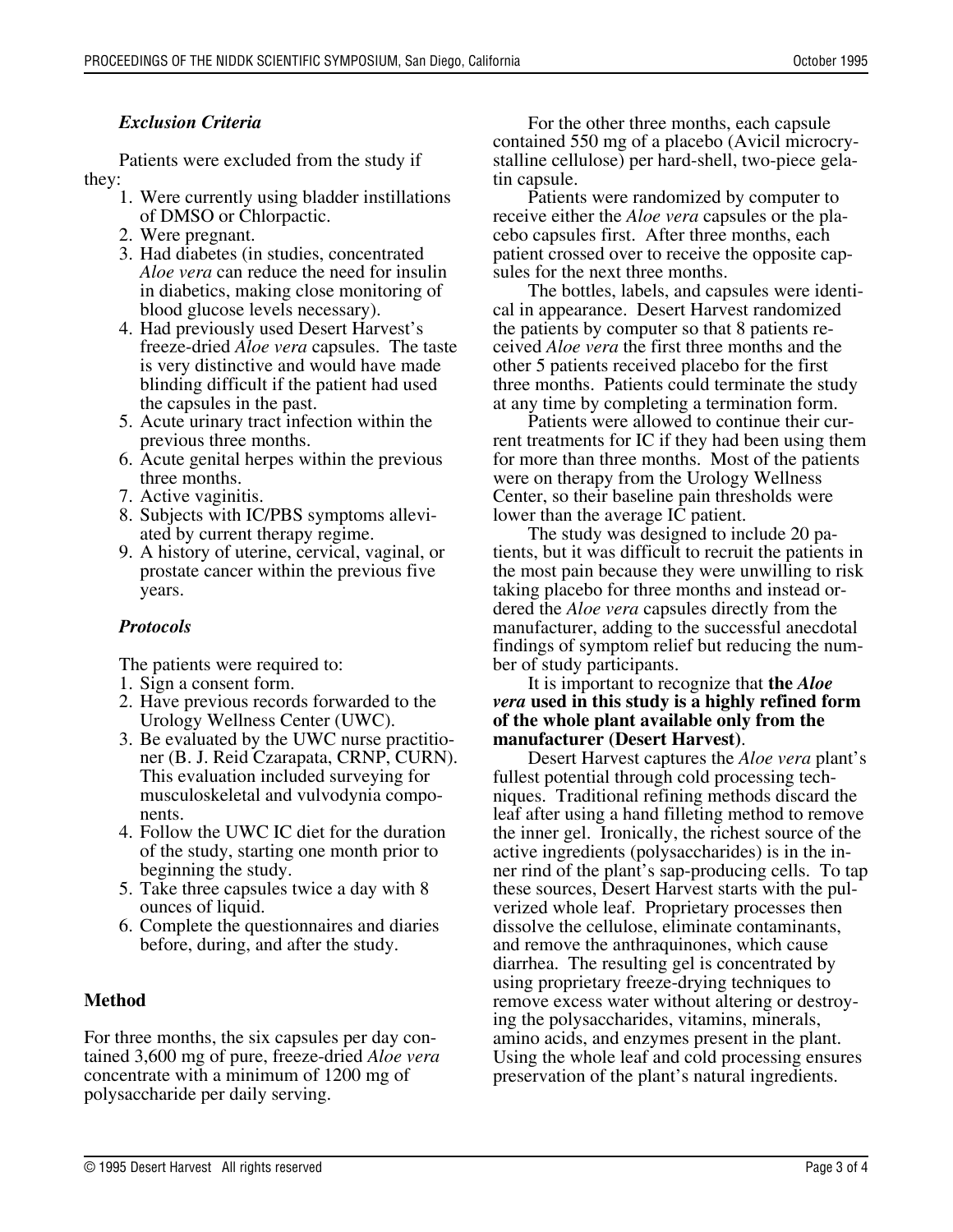### *Exclusion Criteria*

Patients were excluded from the study if they:

1. Were currently using bladder instillations of DMSO or Chlorpactic.
2. Were pregnant.
3. Had diabetes (in studies, concentrated *Aloe vera* can reduce the need for insulin in diabetics, making close monitoring of blood glucose levels necessary).
4. Had previously used Desert Harvest's freeze-dried *Aloe vera* capsules. The taste is very distinctive and would have made blinding difficult if the patient had used the capsules in the past.
5. Acute urinary tract infection within the previous three months.
6. Acute genital herpes within the previous three months.
7. Active vaginitis.
8. Subjects with IC/PBS symptoms alleviated by current therapy regime.
9. A history of uterine, cervical, vaginal, or prostate cancer within the previous five years.

### *Protocols*

The patients were required to:

1. Sign a consent form.
2. Have previous records forwarded to the Urology Wellness Center (UWC).
3. Be evaluated by the UWC nurse practitioner (B. J. Reid Czarapata, CRNP, CURN). This evaluation included surveying for musculoskeletal and vulvodynia components.
4. Follow the UWC IC diet for the duration of the study, starting one month prior to beginning the study.
5. Take three capsules twice a day with 8 ounces of liquid.
6. Complete the questionnaires and diaries before, during, and after the study.

## Method

For three months, the six capsules per day contained 3,600 mg of pure, freeze-dried *Aloe vera* concentrate with a minimum of 1200 mg of polysaccharide per daily serving.

For the other three months, each capsule contained 550 mg of a placebo (Avicil microcrystalline cellulose) per hard-shell, two-piece gelatin capsule.

Patients were randomized by computer to receive either the *Aloe vera* capsules or the placebo capsules first. After three months, each patient crossed over to receive the opposite capsules for the next three months.

The bottles, labels, and capsules were identical in appearance. Desert Harvest randomized the patients by computer so that 8 patients received *Aloe vera* the first three months and the other 5 patients received placebo for the first three months. Patients could terminate the study at any time by completing a termination form.

Patients were allowed to continue their current treatments for IC if they had been using them for more than three months. Most of the patients were on therapy from the Urology Wellness Center, so their baseline pain thresholds were lower than the average IC patient.

The study was designed to include 20 patients, but it was difficult to recruit the patients in the most pain because they were unwilling to risk taking placebo for three months and instead ordered the *Aloe vera* capsules directly from the manufacturer, adding to the successful anecdotal findings of symptom relief but reducing the number of study participants.

It is important to recognize that **the *Aloe vera* used in this study is a highly refined form of the whole plant available only from the manufacturer (Desert Harvest)**.

Desert Harvest captures the *Aloe vera* plant's fullest potential through cold processing techniques. Traditional refining methods discard the leaf after using a hand filleting method to remove the inner gel. Ironically, the richest source of the active ingredients (polysaccharides) is in the inner rind of the plant's sap-producing cells. To tap these sources, Desert Harvest starts with the pulverized whole leaf. Proprietary processes then dissolve the cellulose, eliminate contaminants, and remove the anthraquinones, which cause diarrhea. The resulting gel is concentrated by using proprietary freeze-drying techniques to remove excess water without altering or destroying the polysaccharides, vitamins, minerals, amino acids, and enzymes present in the plant. Using the whole leaf and cold processing ensures preservation of the plant's natural ingredients.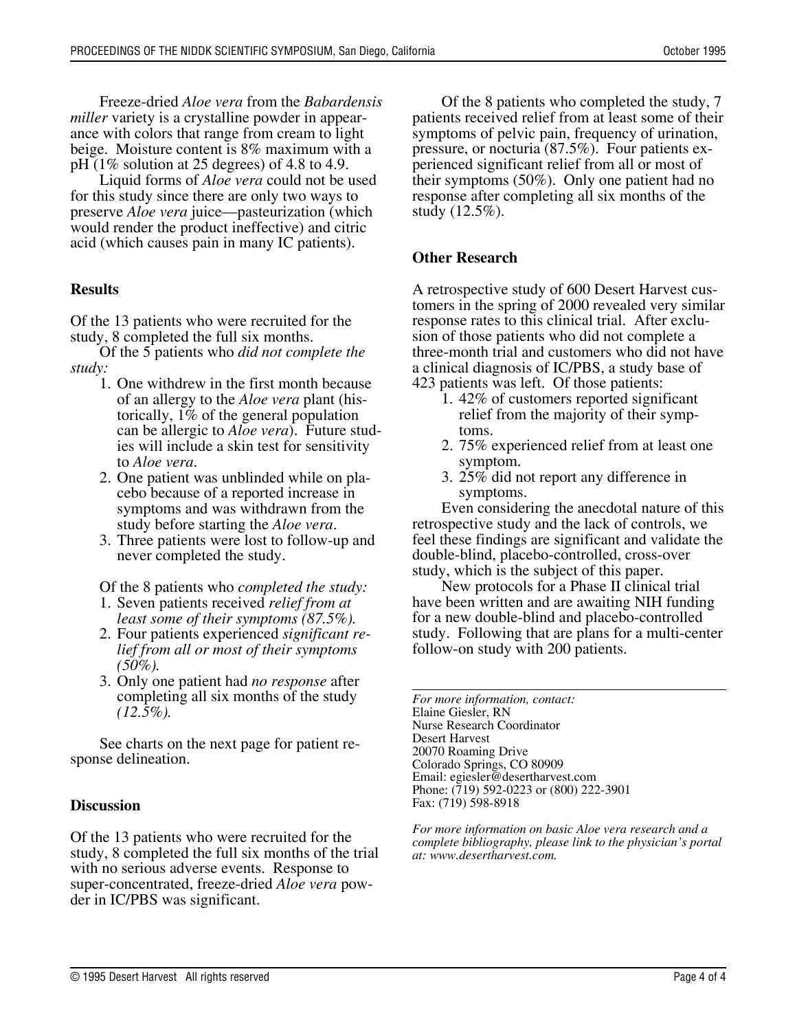Freeze-dried *Aloe vera* from the *Babardensis miller* variety is a crystalline powder in appearance with colors that range from cream to light beige. Moisture content is 8% maximum with a pH (1% solution at 25 degrees) of 4.8 to 4.9.

Liquid forms of *Aloe vera* could not be used for this study since there are only two ways to preserve *Aloe vera* juice—pasteurization (which would render the product ineffective) and citric acid (which causes pain in many IC patients).

**Results**

Of the 13 patients who were recruited for the study, 8 completed the full six months.

Of the 5 patients who *did not complete the study:*

1. One withdrew in the first month because of an allergy to the *Aloe vera* plant (historically, 1% of the general population can be allergic to *Aloe vera*). Future studies will include a skin test for sensitivity to *Aloe vera*.
2. One patient was unblinded while on placebo because of a reported increase in symptoms and was withdrawn from the study before starting the *Aloe vera*.
3. Three patients were lost to follow-up and never completed the study.

Of the 8 patients who *completed the study:*

1. Seven patients received *relief from at least some of their symptoms (87.5%).*
2. Four patients experienced *significant relief from all or most of their symptoms (50%).*
3. Only one patient had *no response* after completing all six months of the study *(12.5%).*

See charts on the next page for patient response delineation.

**Discussion**

Of the 13 patients who were recruited for the study, 8 completed the full six months of the trial with no serious adverse events. Response to super-concentrated, freeze-dried *Aloe vera* powder in IC/PBS was significant.

Of the 8 patients who completed the study, 7 patients received relief from at least some of their symptoms of pelvic pain, frequency of urination, pressure, or nocturia (87.5%). Four patients experienced significant relief from all or most of their symptoms (50%). Only one patient had no response after completing all six months of the study (12.5%).

**Other Research**

A retrospective study of 600 Desert Harvest customers in the spring of 2000 revealed very similar response rates to this clinical trial. After exclusion of those patients who did not complete a three-month trial and customers who did not have a clinical diagnosis of IC/PBS, a study base of 423 patients was left. Of those patients:

1. 42% of customers reported significant relief from the majority of their symptoms.
2. 75% experienced relief from at least one symptom.
3. 25% did not report any difference in symptoms.

Even considering the anecdotal nature of this retrospective study and the lack of controls, we feel these findings are significant and validate the double-blind, placebo-controlled, cross-over study, which is the subject of this paper.

New protocols for a Phase II clinical trial have been written and are awaiting NIH funding for a new double-blind and placebo-controlled study. Following that are plans for a multi-center follow-on study with 200 patients.

---

*For more information, contact:*
Elaine Giesler, RN
Nurse Research Coordinator
Desert Harvest
20070 Roaming Drive
Colorado Springs, CO 80909
Email: egiesler@desertharvest.com
Phone: (719) 592-0223 or (800) 222-3901
Fax: (719) 598-8918

*For more information on basic Aloe vera research and a complete bibliography, please link to the physician's portal at: www.desertharvest.com.*